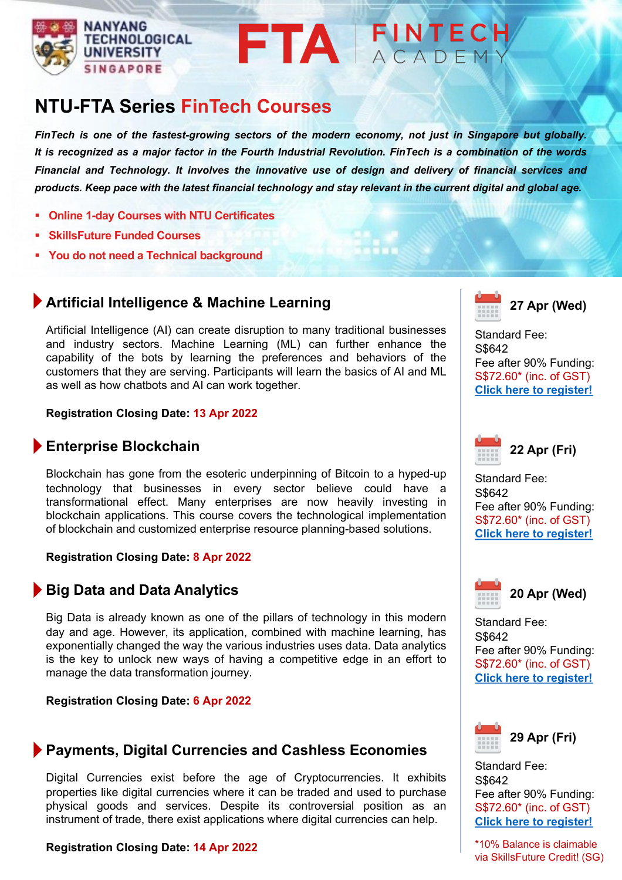NANYANG TECHNOLOGICAL UNIVERSITY SINGAPORE

FTA | FINTECH ACADEMY

# NTU-FTA Series FinTech Courses

***FinTech is one of the fastest-growing sectors of the modern economy, not just in Singapore but globally. It is recognized as a major factor in the Fourth Industrial Revolution. FinTech is a combination of the words Financial and Technology. It involves the innovative use of design and delivery of financial services and products. Keep pace with the latest financial technology and stay relevant in the current digital and global age.***

- **Online 1-day Courses with NTU Certificates**
- **SkillsFuture Funded Courses**
- **You do not need a Technical background**

## Artificial Intelligence & Machine Learning

Artificial Intelligence (AI) can create disruption to many traditional businesses and industry sectors. Machine Learning (ML) can further enhance the capability of the bots by learning the preferences and behaviors of the customers that they are serving. Participants will learn the basics of AI and ML as well as how chatbots and AI can work together.

**Registration Closing Date: 13 Apr 2022**

**27 Apr (Wed)**

Standard Fee:
S$642
Fee after 90% Funding:
S$72.60* (inc. of GST)
**Click here to register!**

## Enterprise Blockchain

Blockchain has gone from the esoteric underpinning of Bitcoin to a hyped-up technology that businesses in every sector believe could have a transformational effect. Many enterprises are now heavily investing in blockchain applications. This course covers the technological implementation of blockchain and customized enterprise resource planning-based solutions.

**Registration Closing Date: 8 Apr 2022**

**22 Apr (Fri)**

Standard Fee:
S$642
Fee after 90% Funding:
S$72.60* (inc. of GST)
**Click here to register!**

## Big Data and Data Analytics

Big Data is already known as one of the pillars of technology in this modern day and age. However, its application, combined with machine learning, has exponentially changed the way the various industries uses data. Data analytics is the key to unlock new ways of having a competitive edge in an effort to manage the data transformation journey.

**Registration Closing Date: 6 Apr 2022**

**20 Apr (Wed)**

Standard Fee:
S$642
Fee after 90% Funding:
S$72.60* (inc. of GST)
**Click here to register!**

## Payments, Digital Currencies and Cashless Economies

Digital Currencies exist before the age of Cryptocurrencies. It exhibits properties like digital currencies where it can be traded and used to purchase physical goods and services. Despite its controversial position as an instrument of trade, there exist applications where digital currencies can help.

**Registration Closing Date: 14 Apr 2022**

**29 Apr (Fri)**

Standard Fee:
S$642
Fee after 90% Funding:
S$72.60* (inc. of GST)
**Click here to register!**

*10% Balance is claimable via SkillsFuture Credit! (SG)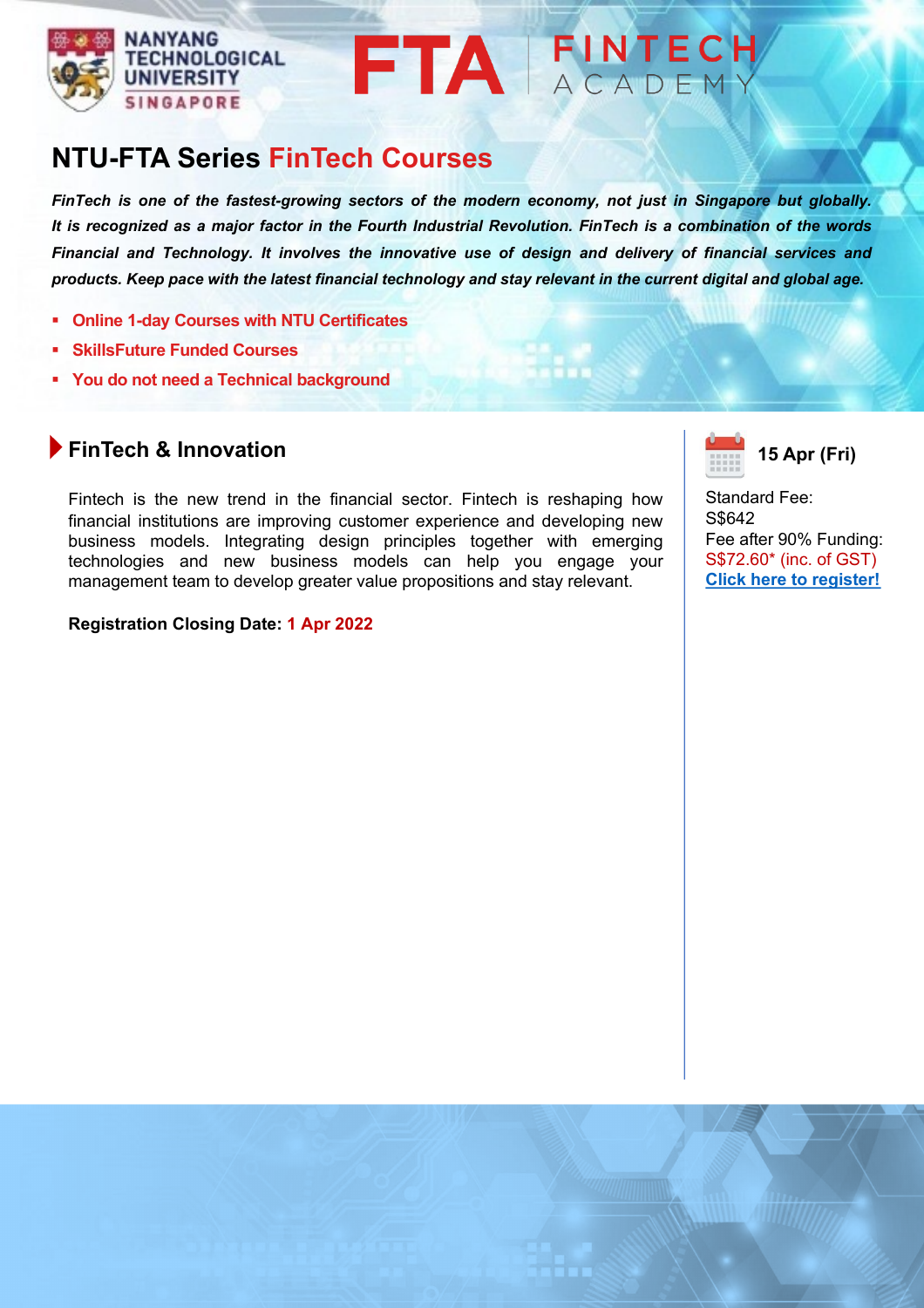NANYANG TECHNOLOGICAL UNIVERSITY SINGAPORE

FTA FINTECH ACADEMY

# NTU-FTA Series FinTech Courses

***FinTech is one of the fastest-growing sectors of the modern economy, not just in Singapore but globally. It is recognized as a major factor in the Fourth Industrial Revolution. FinTech is a combination of the words Financial and Technology. It involves the innovative use of design and delivery of financial services and products. Keep pace with the latest financial technology and stay relevant in the current digital and global age.***

- **Online 1-day Courses with NTU Certificates**
- **SkillsFuture Funded Courses**
- **You do not need a Technical background**

## FinTech & Innovation

Fintech is the new trend in the financial sector. Fintech is reshaping how financial institutions are improving customer experience and developing new business models. Integrating design principles together with emerging technologies and new business models can help you engage your management team to develop greater value propositions and stay relevant.

**Registration Closing Date: 1 Apr 2022**

**15 Apr (Fri)**

Standard Fee:
S$642
Fee after 90% Funding:
S$72.60* (inc. of GST)
**Click here to register!**